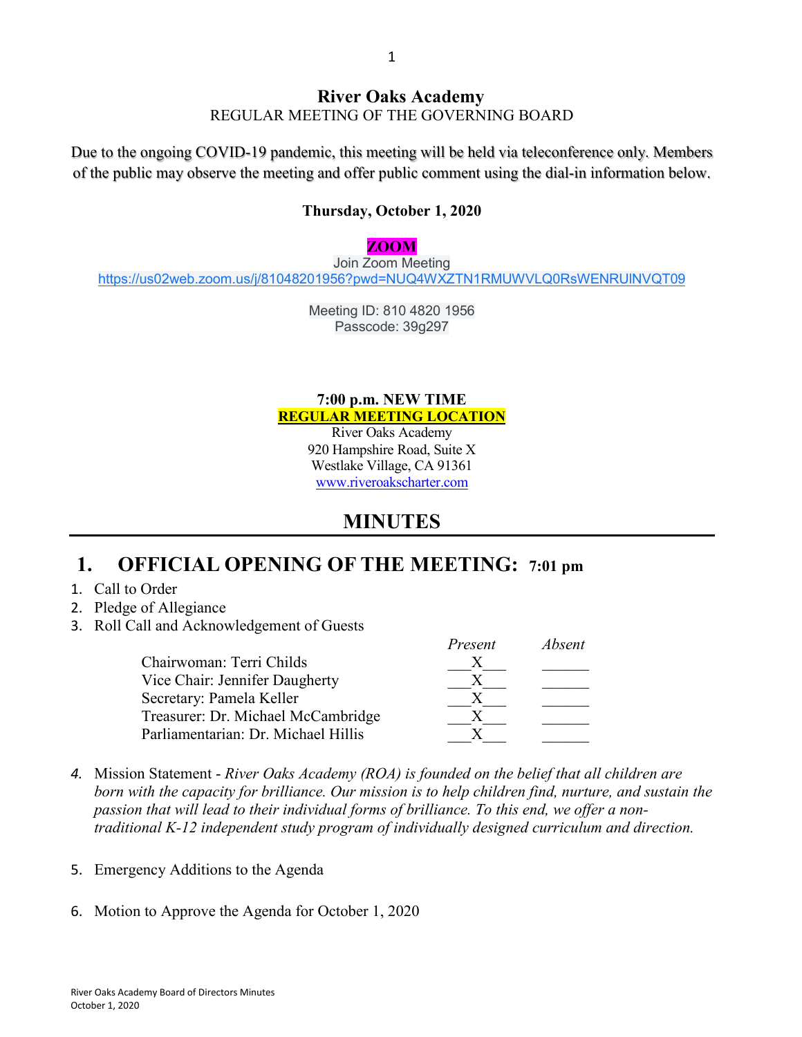# River Oaks Academy

REGULAR MEETING OF THE GOVERNING BOARD

Due to the ongoing COVID-19 pandemic, this meeting will be held via teleconference only. Members of the public may observe the meeting and offer public comment using the dial-in information below.

**Thursday, October 1, 2020**

**ZOOM**

Join Zoom Meeting
https://us02web.zoom.us/j/81048201956?pwd=NUQ4WXZTN1RMUWVLQ0RsWENRUlNVQT09

Meeting ID: 810 4820 1956
Passcode: 39g297

**7:00 p.m. NEW TIME**
**REGULAR MEETING LOCATION**
River Oaks Academy
920 Hampshire Road, Suite X
Westlake Village, CA 91361
www.riveroakscharter.com

## MINUTES

## 1. OFFICIAL OPENING OF THE MEETING: 7:01 pm

1. Call to Order
2. Pledge of Allegiance
3. Roll Call and Acknowledgement of Guests

| | *Present* | *Absent* |
|---|---|---|
| Chairwoman: Terri Childs | X | |
| Vice Chair: Jennifer Daugherty | X | |
| Secretary: Pamela Keller | X | |
| Treasurer: Dr. Michael McCambridge | X | |
| Parliamentarian: Dr. Michael Hillis | X | |

4. Mission Statement - *River Oaks Academy (ROA) is founded on the belief that all children are born with the capacity for brilliance. Our mission is to help children find, nurture, and sustain the passion that will lead to their individual forms of brilliance. To this end, we offer a non-traditional K-12 independent study program of individually designed curriculum and direction.*

5. Emergency Additions to the Agenda

6. Motion to Approve the Agenda for October 1, 2020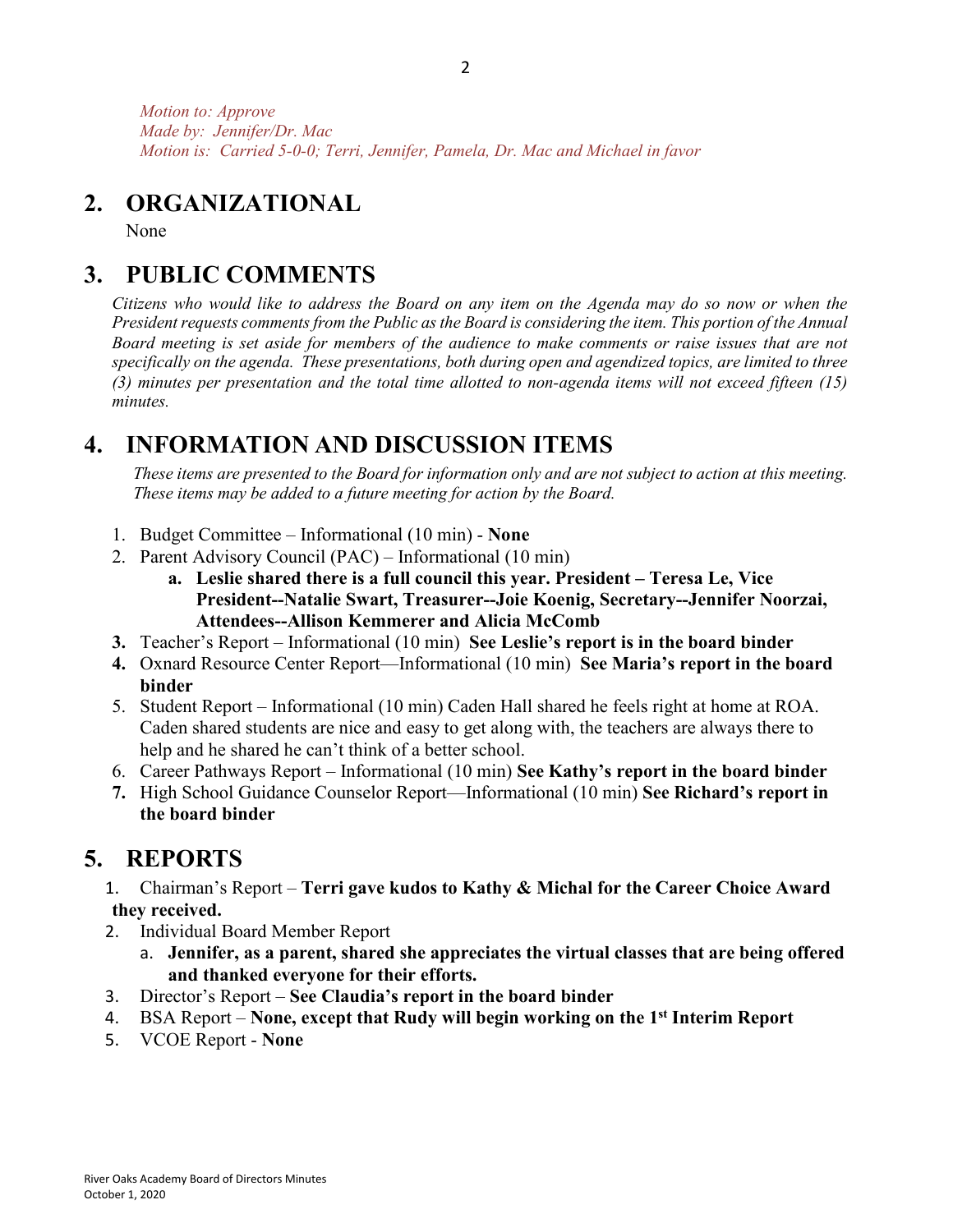*Motion to: Approve*
*Made by: Jennifer/Dr. Mac*
*Motion is: Carried 5-0-0; Terri, Jennifer, Pamela, Dr. Mac and Michael in favor*

# 2. ORGANIZATIONAL

None

# 3. PUBLIC COMMENTS

*Citizens who would like to address the Board on any item on the Agenda may do so now or when the President requests comments from the Public as the Board is considering the item. This portion of the Annual Board meeting is set aside for members of the audience to make comments or raise issues that are not specifically on the agenda. These presentations, both during open and agendized topics, are limited to three (3) minutes per presentation and the total time allotted to non-agenda items will not exceed fifteen (15) minutes.*

# 4. INFORMATION AND DISCUSSION ITEMS

*These items are presented to the Board for information only and are not subject to action at this meeting. These items may be added to a future meeting for action by the Board.*

1. Budget Committee – Informational (10 min) - **None**
2. Parent Advisory Council (PAC) – Informational (10 min)
   a. **Leslie shared there is a full council this year. President – Teresa Le, Vice President--Natalie Swart, Treasurer--Joie Koenig, Secretary--Jennifer Noorzai, Attendees--Allison Kemmerer and Alicia McComb**
3. Teacher's Report – Informational (10 min) **See Leslie's report is in the board binder**
4. Oxnard Resource Center Report—Informational (10 min) **See Maria's report in the board binder**
5. Student Report – Informational (10 min) Caden Hall shared he feels right at home at ROA. Caden shared students are nice and easy to get along with, the teachers are always there to help and he shared he can't think of a better school.
6. Career Pathways Report – Informational (10 min) **See Kathy's report in the board binder**
7. High School Guidance Counselor Report—Informational (10 min) **See Richard's report in the board binder**

# 5. REPORTS

1. Chairman's Report – **Terri gave kudos to Kathy & Michal for the Career Choice Award they received.**
2. Individual Board Member Report
   a. **Jennifer, as a parent, shared she appreciates the virtual classes that are being offered and thanked everyone for their efforts.**
3. Director's Report – **See Claudia's report in the board binder**
4. BSA Report – **None, except that Rudy will begin working on the 1st Interim Report**
5. VCOE Report - **None**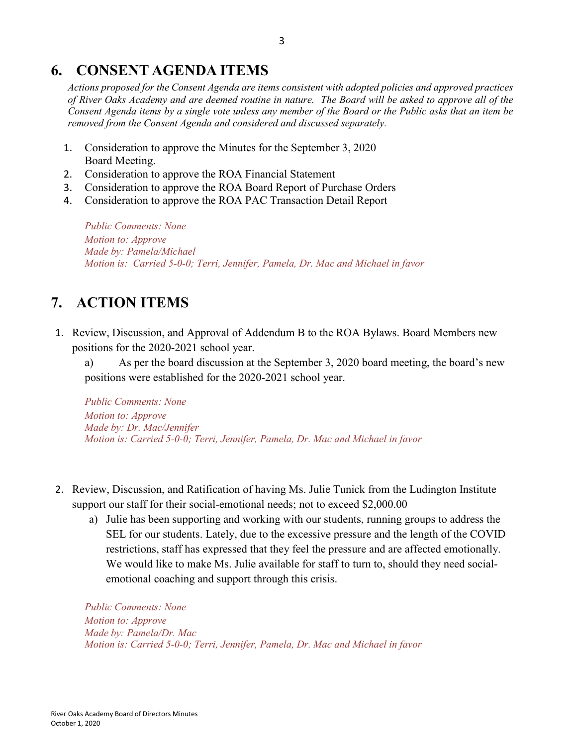## 6. CONSENT AGENDA ITEMS

*Actions proposed for the Consent Agenda are items consistent with adopted policies and approved practices of River Oaks Academy and are deemed routine in nature. The Board will be asked to approve all of the Consent Agenda items by a single vote unless any member of the Board or the Public asks that an item be removed from the Consent Agenda and considered and discussed separately.*

1. Consideration to approve the Minutes for the September 3, 2020 Board Meeting.
2. Consideration to approve the ROA Financial Statement
3. Consideration to approve the ROA Board Report of Purchase Orders
4. Consideration to approve the ROA PAC Transaction Detail Report

*Public Comments: None*
*Motion to: Approve*
*Made by: Pamela/Michael*
*Motion is: Carried 5-0-0; Terri, Jennifer, Pamela, Dr. Mac and Michael in favor*

## 7. ACTION ITEMS

1. Review, Discussion, and Approval of Addendum B to the ROA Bylaws. Board Members new positions for the 2020-2021 school year.

   a) As per the board discussion at the September 3, 2020 board meeting, the board's new positions were established for the 2020-2021 school year.

   *Public Comments: None*
   *Motion to: Approve*
   *Made by: Dr. Mac/Jennifer*
   *Motion is: Carried 5-0-0; Terri, Jennifer, Pamela, Dr. Mac and Michael in favor*

2. Review, Discussion, and Ratification of having Ms. Julie Tunick from the Ludington Institute support our staff for their social-emotional needs; not to exceed $2,000.00

   a) Julie has been supporting and working with our students, running groups to address the SEL for our students. Lately, due to the excessive pressure and the length of the COVID restrictions, staff has expressed that they feel the pressure and are affected emotionally. We would like to make Ms. Julie available for staff to turn to, should they need social-emotional coaching and support through this crisis.

   *Public Comments: None*
   *Motion to: Approve*
   *Made by: Pamela/Dr. Mac*
   *Motion is: Carried 5-0-0; Terri, Jennifer, Pamela, Dr. Mac and Michael in favor*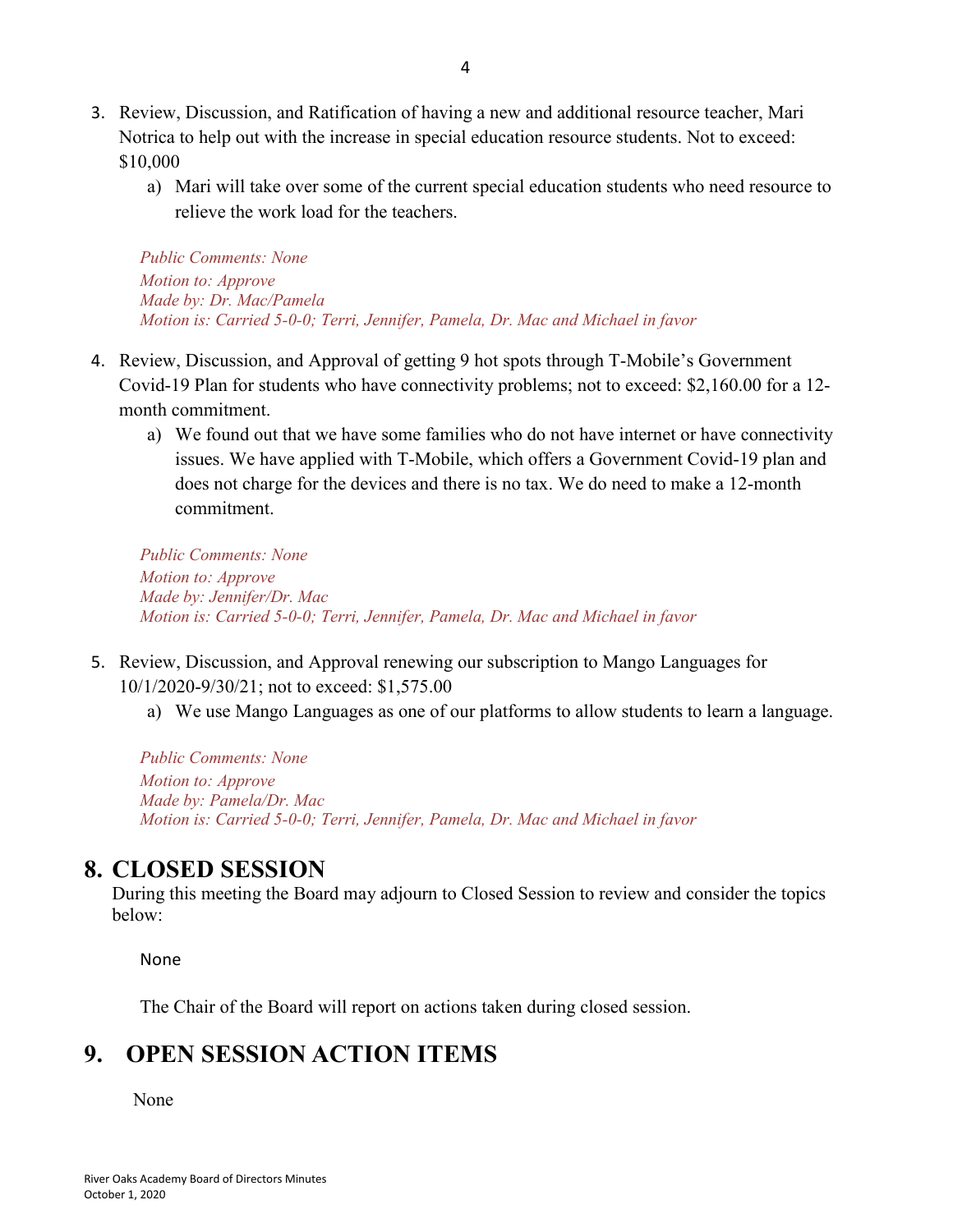3. Review, Discussion, and Ratification of having a new and additional resource teacher, Mari Notrica to help out with the increase in special education resource students. Not to exceed: $10,000
   a) Mari will take over some of the current special education students who need resource to relieve the work load for the teachers.

   *Public Comments: None*
   *Motion to: Approve*
   *Made by: Dr. Mac/Pamela*
   *Motion is: Carried 5-0-0; Terri, Jennifer, Pamela, Dr. Mac and Michael in favor*

4. Review, Discussion, and Approval of getting 9 hot spots through T-Mobile's Government Covid-19 Plan for students who have connectivity problems; not to exceed: $2,160.00 for a 12-month commitment.
   a) We found out that we have some families who do not have internet or have connectivity issues. We have applied with T-Mobile, which offers a Government Covid-19 plan and does not charge for the devices and there is no tax. We do need to make a 12-month commitment.

   *Public Comments: None*
   *Motion to: Approve*
   *Made by: Jennifer/Dr. Mac*
   *Motion is: Carried 5-0-0; Terri, Jennifer, Pamela, Dr. Mac and Michael in favor*

5. Review, Discussion, and Approval renewing our subscription to Mango Languages for 10/1/2020-9/30/21; not to exceed: $1,575.00
   a) We use Mango Languages as one of our platforms to allow students to learn a language.

   *Public Comments: None*
   *Motion to: Approve*
   *Made by: Pamela/Dr. Mac*
   *Motion is: Carried 5-0-0; Terri, Jennifer, Pamela, Dr. Mac and Michael in favor*

# 8. CLOSED SESSION

During this meeting the Board may adjourn to Closed Session to review and consider the topics below:

None

The Chair of the Board will report on actions taken during closed session.

# 9. OPEN SESSION ACTION ITEMS

None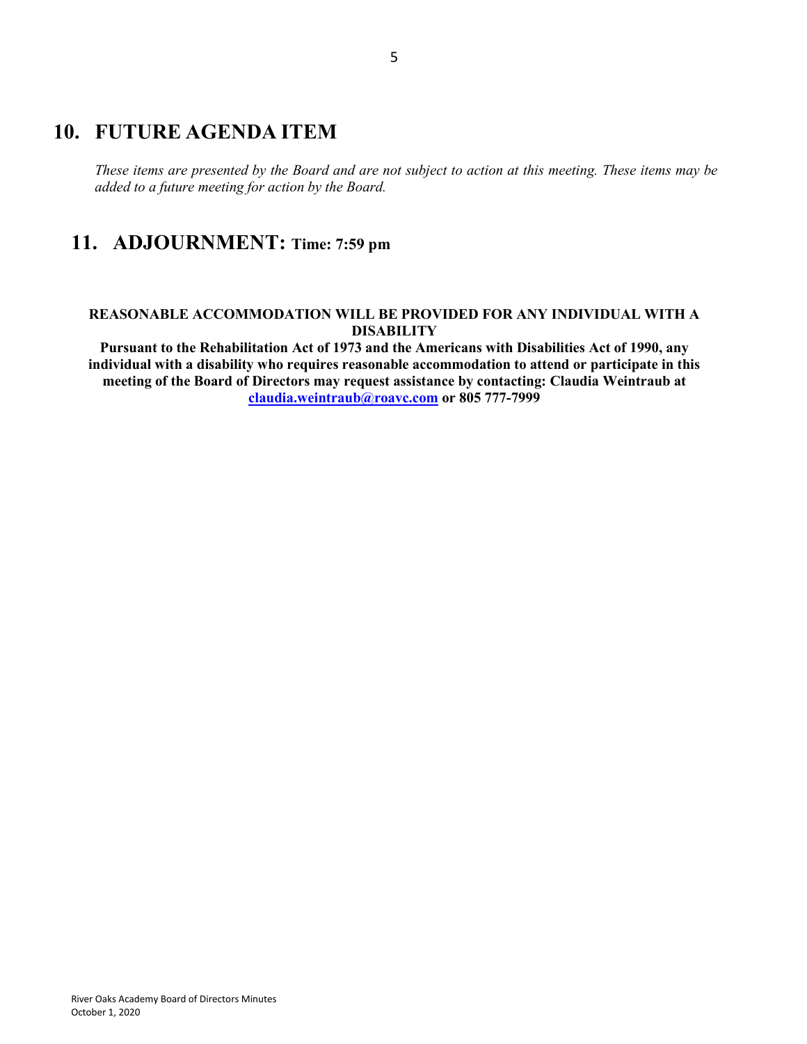## 10. FUTURE AGENDA ITEM

*These items are presented by the Board and are not subject to action at this meeting. These items may be added to a future meeting for action by the Board.*

## 11. ADJOURNMENT: Time: 7:59 pm

**REASONABLE ACCOMMODATION WILL BE PROVIDED FOR ANY INDIVIDUAL WITH A DISABILITY**

**Pursuant to the Rehabilitation Act of 1973 and the Americans with Disabilities Act of 1990, any individual with a disability who requires reasonable accommodation to attend or participate in this meeting of the Board of Directors may request assistance by contacting: Claudia Weintraub at [claudia.weintraub@roavc.com](mailto:claudia.weintraub@roavc.com) or 805 777-7999**